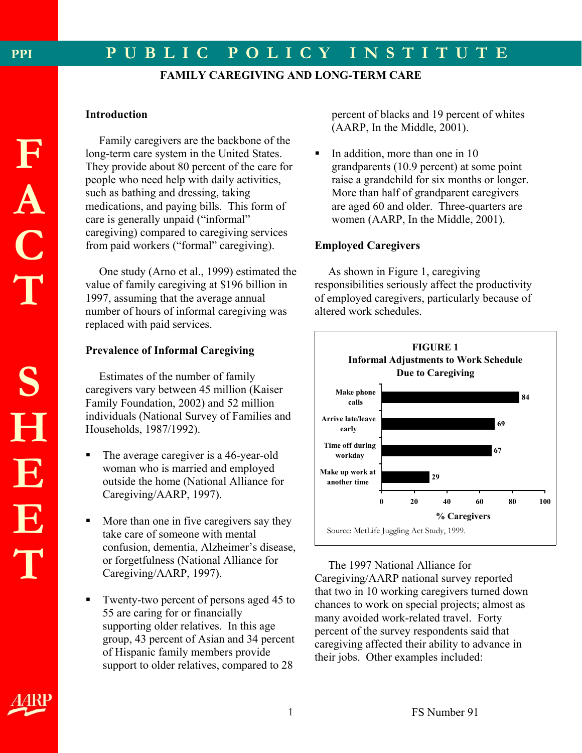# FAMILY CAREGIVING AND LONG-TERM CARE

## Introduction

Family caregivers are the backbone of the long-term care system in the United States. They provide about 80 percent of the care for people who need help with daily activities, such as bathing and dressing, taking medications, and paying bills. This form of care is generally unpaid ("informal" caregiving) compared to caregiving services from paid workers ("formal" caregiving).

One study (Arno et al., 1999) estimated the value of family caregiving at $196 billion in 1997, assuming that the average annual number of hours of informal caregiving was replaced with paid services.

## Prevalence of Informal Caregiving

Estimates of the number of family caregivers vary between 45 million (Kaiser Family Foundation, 2002) and 52 million individuals (National Survey of Families and Households, 1987/1992).

- The average caregiver is a 46-year-old woman who is married and employed outside the home (National Alliance for Caregiving/AARP, 1997).
- More than one in five caregivers say they take care of someone with mental confusion, dementia, Alzheimer's disease, or forgetfulness (National Alliance for Caregiving/AARP, 1997).
- Twenty-two percent of persons aged 45 to 55 are caring for or financially supporting older relatives. In this age group, 43 percent of Asian and 34 percent of Hispanic family members provide support to older relatives, compared to 28 percent of blacks and 19 percent of whites (AARP, In the Middle, 2001).
- In addition, more than one in 10 grandparents (10.9 percent) at some point raise a grandchild for six months or longer. More than half of grandparent caregivers are aged 60 and older. Three-quarters are women (AARP, In the Middle, 2001).

## Employed Caregivers

As shown in Figure 1, caregiving responsibilities seriously affect the productivity of employed caregivers, particularly because of altered work schedules.

**FIGURE 1**
**Informal Adjustments to Work Schedule Due to Caregiving**

| Adjustment | % Caregivers |
|---|---|
| Make phone calls | 84 |
| Arrive late/leave early | 69 |
| Time off during workday | 67 |
| Make up work at another time | 29 |

Source: MetLife Juggling Act Study, 1999.

The 1997 National Alliance for Caregiving/AARP national survey reported that two in 10 working caregivers turned down chances to work on special projects; almost as many avoided work-related travel. Forty percent of the survey respondents said that caregiving affected their ability to advance in their jobs. Other examples included: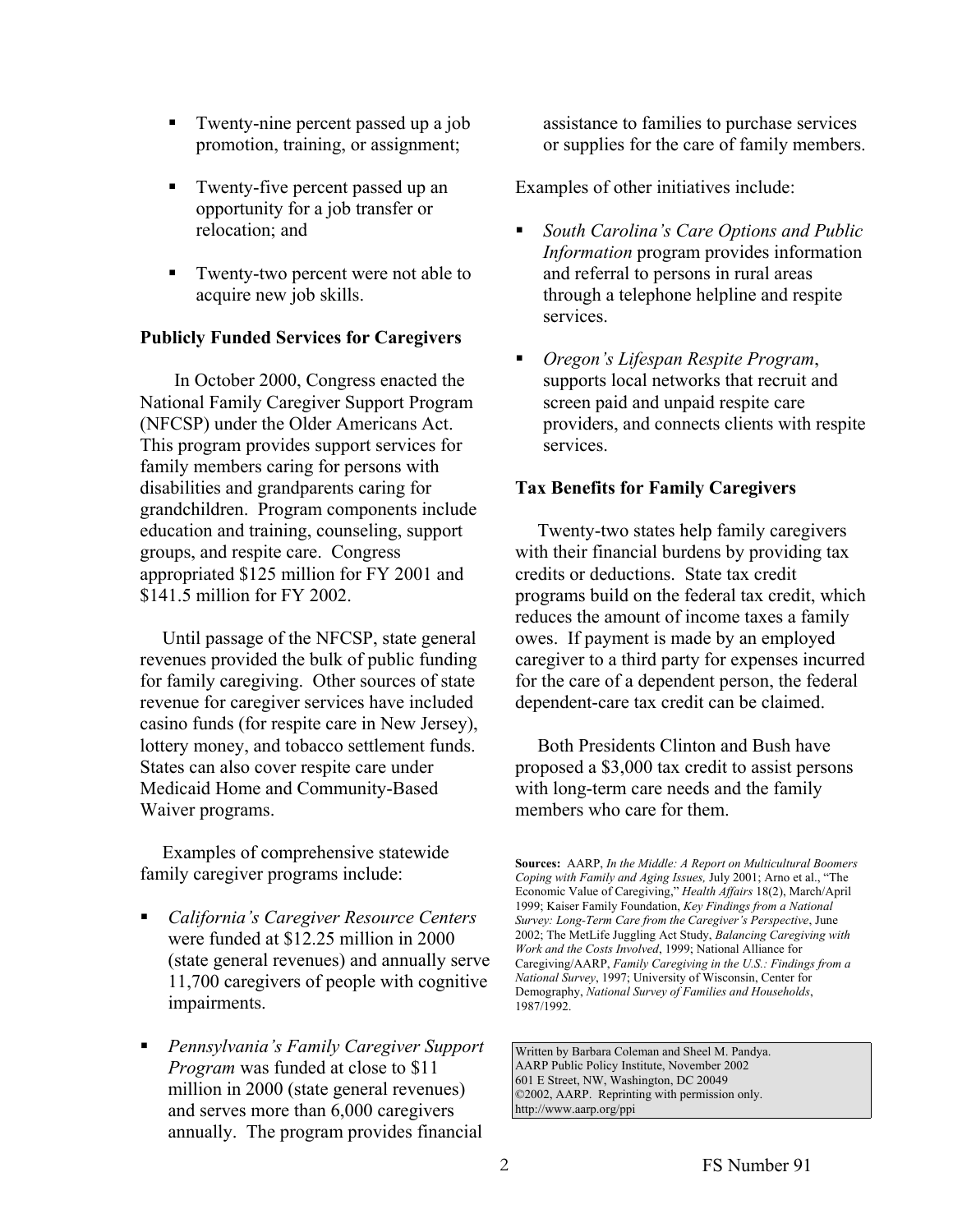- Twenty-nine percent passed up a job promotion, training, or assignment;
- Twenty-five percent passed up an opportunity for a job transfer or relocation; and
- Twenty-two percent were not able to acquire new job skills.

**Publicly Funded Services for Caregivers**

In October 2000, Congress enacted the National Family Caregiver Support Program (NFCSP) under the Older Americans Act. This program provides support services for family members caring for persons with disabilities and grandparents caring for grandchildren. Program components include education and training, counseling, support groups, and respite care. Congress appropriated $125 million for FY 2001 and $141.5 million for FY 2002.

Until passage of the NFCSP, state general revenues provided the bulk of public funding for family caregiving. Other sources of state revenue for caregiver services have included casino funds (for respite care in New Jersey), lottery money, and tobacco settlement funds. States can also cover respite care under Medicaid Home and Community-Based Waiver programs.

Examples of comprehensive statewide family caregiver programs include:

- *California's Caregiver Resource Centers* were funded at $12.25 million in 2000 (state general revenues) and annually serve 11,700 caregivers of people with cognitive impairments.
- *Pennsylvania's Family Caregiver Support Program* was funded at close to $11 million in 2000 (state general revenues) and serves more than 6,000 caregivers annually. The program provides financial assistance to families to purchase services or supplies for the care of family members.

Examples of other initiatives include:

- *South Carolina's Care Options and Public Information* program provides information and referral to persons in rural areas through a telephone helpline and respite services.
- *Oregon's Lifespan Respite Program*, supports local networks that recruit and screen paid and unpaid respite care providers, and connects clients with respite services.

**Tax Benefits for Family Caregivers**

Twenty-two states help family caregivers with their financial burdens by providing tax credits or deductions. State tax credit programs build on the federal tax credit, which reduces the amount of income taxes a family owes. If payment is made by an employed caregiver to a third party for expenses incurred for the care of a dependent person, the federal dependent-care tax credit can be claimed.

Both Presidents Clinton and Bush have proposed a $3,000 tax credit to assist persons with long-term care needs and the family members who care for them.

**Sources:** AARP, *In the Middle: A Report on Multicultural Boomers Coping with Family and Aging Issues,* July 2001; Arno et al., "The Economic Value of Caregiving," *Health Affairs* 18(2), March/April 1999; Kaiser Family Foundation, *Key Findings from a National Survey: Long-Term Care from the Caregiver's Perspective*, June 2002; The MetLife Juggling Act Study, *Balancing Caregiving with Work and the Costs Involved*, 1999; National Alliance for Caregiving/AARP, *Family Caregiving in the U.S.: Findings from a National Survey*, 1997; University of Wisconsin, Center for Demography, *National Survey of Families and Households*, 1987/1992.

Written by Barbara Coleman and Sheel M. Pandya.
AARP Public Policy Institute, November 2002
601 E Street, NW, Washington, DC 20049
©2002, AARP. Reprinting with permission only.
http://www.aarp.org/ppi